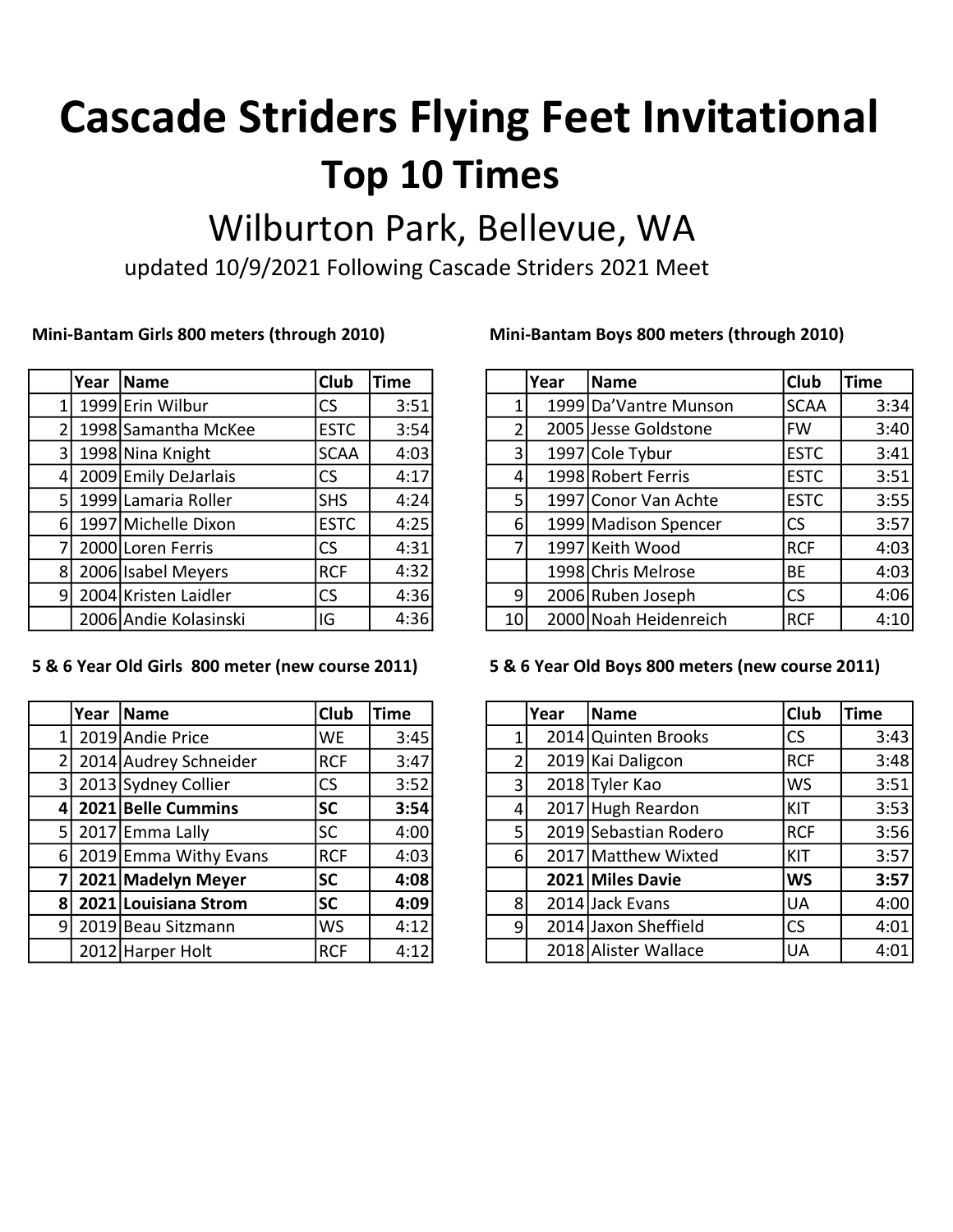# Cascade Striders Flying Feet Invitational

## Top 10 Times

### Wilburton Park, Bellevue, WA

updated 10/9/2021 Following Cascade Striders 2021 Meet

**Mini-Bantam Girls 800 meters (through 2010)**

| | Year | Name | Club | Time |
|---|---|---|---|---|
| 1 | 1999 | Erin Wilbur | CS | 3:51 |
| 2 | 1998 | Samantha McKee | ESTC | 3:54 |
| 3 | 1998 | Nina Knight | SCAA | 4:03 |
| 4 | 2009 | Emily DeJarlais | CS | 4:17 |
| 5 | 1999 | Lamaria Roller | SHS | 4:24 |
| 6 | 1997 | Michelle Dixon | ESTC | 4:25 |
| 7 | 2000 | Loren Ferris | CS | 4:31 |
| 8 | 2006 | Isabel Meyers | RCF | 4:32 |
| 9 | 2004 | Kristen Laidler | CS | 4:36 |
| | 2006 | Andie Kolasinski | IG | 4:36 |

**Mini-Bantam Boys 800 meters (through 2010)**

| | Year | Name | Club | Time |
|---|---|---|---|---|
| 1 | 1999 | Da'Vantre Munson | SCAA | 3:34 |
| 2 | 2005 | Jesse Goldstone | FW | 3:40 |
| 3 | 1997 | Cole Tybur | ESTC | 3:41 |
| 4 | 1998 | Robert Ferris | ESTC | 3:51 |
| 5 | 1997 | Conor Van Achte | ESTC | 3:55 |
| 6 | 1999 | Madison Spencer | CS | 3:57 |
| 7 | 1997 | Keith Wood | RCF | 4:03 |
| | 1998 | Chris Melrose | BE | 4:03 |
| 9 | 2006 | Ruben Joseph | CS | 4:06 |
| 10 | 2000 | Noah Heidenreich | RCF | 4:10 |

**5 & 6 Year Old Girls 800 meter (new course 2011)**

| | Year | Name | Club | Time |
|---|---|---|---|---|
| 1 | 2019 | Andie Price | WE | 3:45 |
| 2 | 2014 | Audrey Schneider | RCF | 3:47 |
| 3 | 2013 | Sydney Collier | CS | 3:52 |
| **4** | **2021** | **Belle Cummins** | **SC** | **3:54** |
| 5 | 2017 | Emma Lally | SC | 4:00 |
| 6 | 2019 | Emma Withy Evans | RCF | 4:03 |
| **7** | **2021** | **Madelyn Meyer** | **SC** | **4:08** |
| **8** | **2021** | **Louisiana Strom** | **SC** | **4:09** |
| 9 | 2019 | Beau Sitzmann | WS | 4:12 |
| | 2012 | Harper Holt | RCF | 4:12 |

**5 & 6 Year Old Boys 800 meters (new course 2011)**

| | Year | Name | Club | Time |
|---|---|---|---|---|
| 1 | 2014 | Quinten Brooks | CS | 3:43 |
| 2 | 2019 | Kai Daligcon | RCF | 3:48 |
| 3 | 2018 | Tyler Kao | WS | 3:51 |
| 4 | 2017 | Hugh Reardon | KIT | 3:53 |
| 5 | 2019 | Sebastian Rodero | RCF | 3:56 |
| 6 | 2017 | Matthew Wixted | KIT | 3:57 |
| | **2021** | **Miles Davie** | **WS** | **3:57** |
| 8 | 2014 | Jack Evans | UA | 4:00 |
| 9 | 2014 | Jaxon Sheffield | CS | 4:01 |
| | 2018 | Alister Wallace | UA | 4:01 |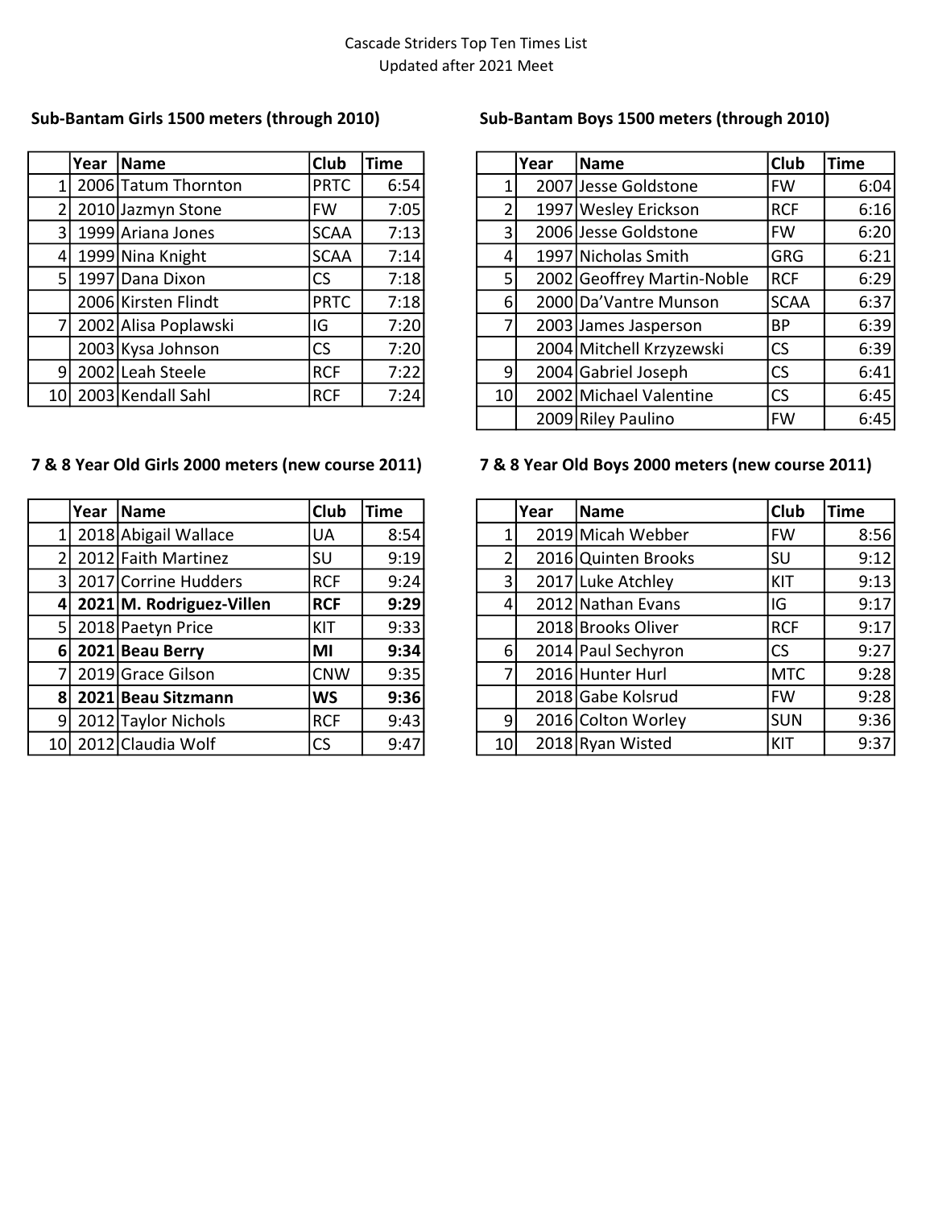Cascade Striders Top Ten Times List
Updated after 2021 Meet

### Sub-Bantam Girls 1500 meters (through 2010)

| | Year | Name | Club | Time |
|---|---|---|---|---|
| 1 | 2006 | Tatum Thornton | PRTC | 6:54 |
| 2 | 2010 | Jazmyn Stone | FW | 7:05 |
| 3 | 1999 | Ariana Jones | SCAA | 7:13 |
| 4 | 1999 | Nina Knight | SCAA | 7:14 |
| 5 | 1997 | Dana Dixon | CS | 7:18 |
| | 2006 | Kirsten Flindt | PRTC | 7:18 |
| 7 | 2002 | Alisa Poplawski | IG | 7:20 |
| | 2003 | Kysa Johnson | CS | 7:20 |
| 9 | 2002 | Leah Steele | RCF | 7:22 |
| 10 | 2003 | Kendall Sahl | RCF | 7:24 |

### Sub-Bantam Boys 1500 meters (through 2010)

| | Year | Name | Club | Time |
|---|---|---|---|---|
| 1 | 2007 | Jesse Goldstone | FW | 6:04 |
| 2 | 1997 | Wesley Erickson | RCF | 6:16 |
| 3 | 2006 | Jesse Goldstone | FW | 6:20 |
| 4 | 1997 | Nicholas Smith | GRG | 6:21 |
| 5 | 2002 | Geoffrey Martin-Noble | RCF | 6:29 |
| 6 | 2000 | Da'Vantre Munson | SCAA | 6:37 |
| 7 | 2003 | James Jasperson | BP | 6:39 |
| | 2004 | Mitchell Krzyzewski | CS | 6:39 |
| 9 | 2004 | Gabriel Joseph | CS | 6:41 |
| 10 | 2002 | Michael Valentine | CS | 6:45 |
| | 2009 | Riley Paulino | FW | 6:45 |

### 7 & 8 Year Old Girls 2000 meters (new course 2011)

| | Year | Name | Club | Time |
|---|---|---|---|---|
| 1 | 2018 | Abigail Wallace | UA | 8:54 |
| 2 | 2012 | Faith Martinez | SU | 9:19 |
| 3 | 2017 | Corrine Hudders | RCF | 9:24 |
| **4** | **2021** | **M. Rodriguez-Villen** | **RCF** | **9:29** |
| 5 | 2018 | Paetyn Price | KIT | 9:33 |
| **6** | **2021** | **Beau Berry** | **MI** | **9:34** |
| 7 | 2019 | Grace Gilson | CNW | 9:35 |
| **8** | **2021** | **Beau Sitzmann** | **WS** | **9:36** |
| 9 | 2012 | Taylor Nichols | RCF | 9:43 |
| 10 | 2012 | Claudia Wolf | CS | 9:47 |

### 7 & 8 Year Old Boys 2000 meters (new course 2011)

| | Year | Name | Club | Time |
|---|---|---|---|---|
| 1 | 2019 | Micah Webber | FW | 8:56 |
| 2 | 2016 | Quinten Brooks | SU | 9:12 |
| 3 | 2017 | Luke Atchley | KIT | 9:13 |
| 4 | 2012 | Nathan Evans | IG | 9:17 |
| | 2018 | Brooks Oliver | RCF | 9:17 |
| 6 | 2014 | Paul Sechyron | CS | 9:27 |
| 7 | 2016 | Hunter Hurl | MTC | 9:28 |
| | 2018 | Gabe Kolsrud | FW | 9:28 |
| 9 | 2016 | Colton Worley | SUN | 9:36 |
| 10 | 2018 | Ryan Wisted | KIT | 9:37 |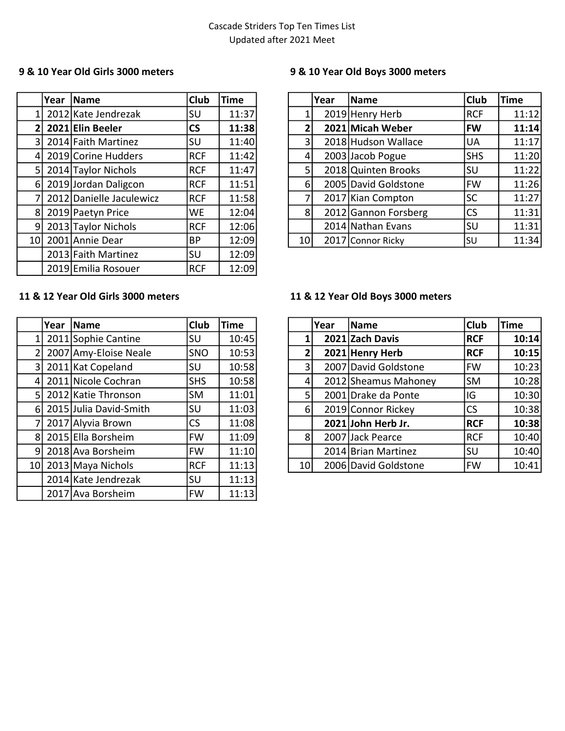Cascade Striders Top Ten Times List
Updated after 2021 Meet

### 9 & 10 Year Old Girls 3000 meters

| | Year | Name | Club | Time |
|---|---|---|---|---|
| 1 | 2012 | Kate Jendrezak | SU | 11:37 |
| **2** | **2021** | **Elin Beeler** | **CS** | **11:38** |
| 3 | 2014 | Faith Martinez | SU | 11:40 |
| 4 | 2019 | Corine Hudders | RCF | 11:42 |
| 5 | 2014 | Taylor Nichols | RCF | 11:47 |
| 6 | 2019 | Jordan Daligcon | RCF | 11:51 |
| 7 | 2012 | Danielle Jaculewicz | RCF | 11:58 |
| 8 | 2019 | Paetyn Price | WE | 12:04 |
| 9 | 2013 | Taylor Nichols | RCF | 12:06 |
| 10 | 2001 | Annie Dear | BP | 12:09 |
| | 2013 | Faith Martinez | SU | 12:09 |
| | 2019 | Emilia Rosouer | RCF | 12:09 |

### 9 & 10 Year Old Boys 3000 meters

| | Year | Name | Club | Time |
|---|---|---|---|---|
| 1 | 2019 | Henry Herb | RCF | 11:12 |
| **2** | **2021** | **Micah Weber** | **FW** | **11:14** |
| 3 | 2018 | Hudson Wallace | UA | 11:17 |
| 4 | 2003 | Jacob Pogue | SHS | 11:20 |
| 5 | 2018 | Quinten Brooks | SU | 11:22 |
| 6 | 2005 | David Goldstone | FW | 11:26 |
| 7 | 2017 | Kian Compton | SC | 11:27 |
| 8 | 2012 | Gannon Forsberg | CS | 11:31 |
| | 2014 | Nathan Evans | SU | 11:31 |
| 10 | 2017 | Connor Ricky | SU | 11:34 |

### 11 & 12 Year Old Girls 3000 meters

| | Year | Name | Club | Time |
|---|---|---|---|---|
| 1 | 2011 | Sophie Cantine | SU | 10:45 |
| 2 | 2007 | Amy-Eloise Neale | SNO | 10:53 |
| 3 | 2011 | Kat Copeland | SU | 10:58 |
| 4 | 2011 | Nicole Cochran | SHS | 10:58 |
| 5 | 2012 | Katie Thronson | SM | 11:01 |
| 6 | 2015 | Julia David-Smith | SU | 11:03 |
| 7 | 2017 | Alyvia Brown | CS | 11:08 |
| 8 | 2015 | Ella Borsheim | FW | 11:09 |
| 9 | 2018 | Ava Borsheim | FW | 11:10 |
| 10 | 2013 | Maya Nichols | RCF | 11:13 |
| | 2014 | Kate Jendrezak | SU | 11:13 |
| | 2017 | Ava Borsheim | FW | 11:13 |

### 11 & 12 Year Old Boys 3000 meters

| | Year | Name | Club | Time |
|---|---|---|---|---|
| **1** | **2021** | **Zach Davis** | **RCF** | **10:14** |
| **2** | **2021** | **Henry Herb** | **RCF** | **10:15** |
| 3 | 2007 | David Goldstone | FW | 10:23 |
| 4 | 2012 | Sheamus Mahoney | SM | 10:28 |
| 5 | 2001 | Drake da Ponte | IG | 10:30 |
| 6 | 2019 | Connor Rickey | CS | 10:38 |
| | **2021** | **John Herb Jr.** | **RCF** | **10:38** |
| 8 | 2007 | Jack Pearce | RCF | 10:40 |
| | 2014 | Brian Martinez | SU | 10:40 |
| 10 | 2006 | David Goldstone | FW | 10:41 |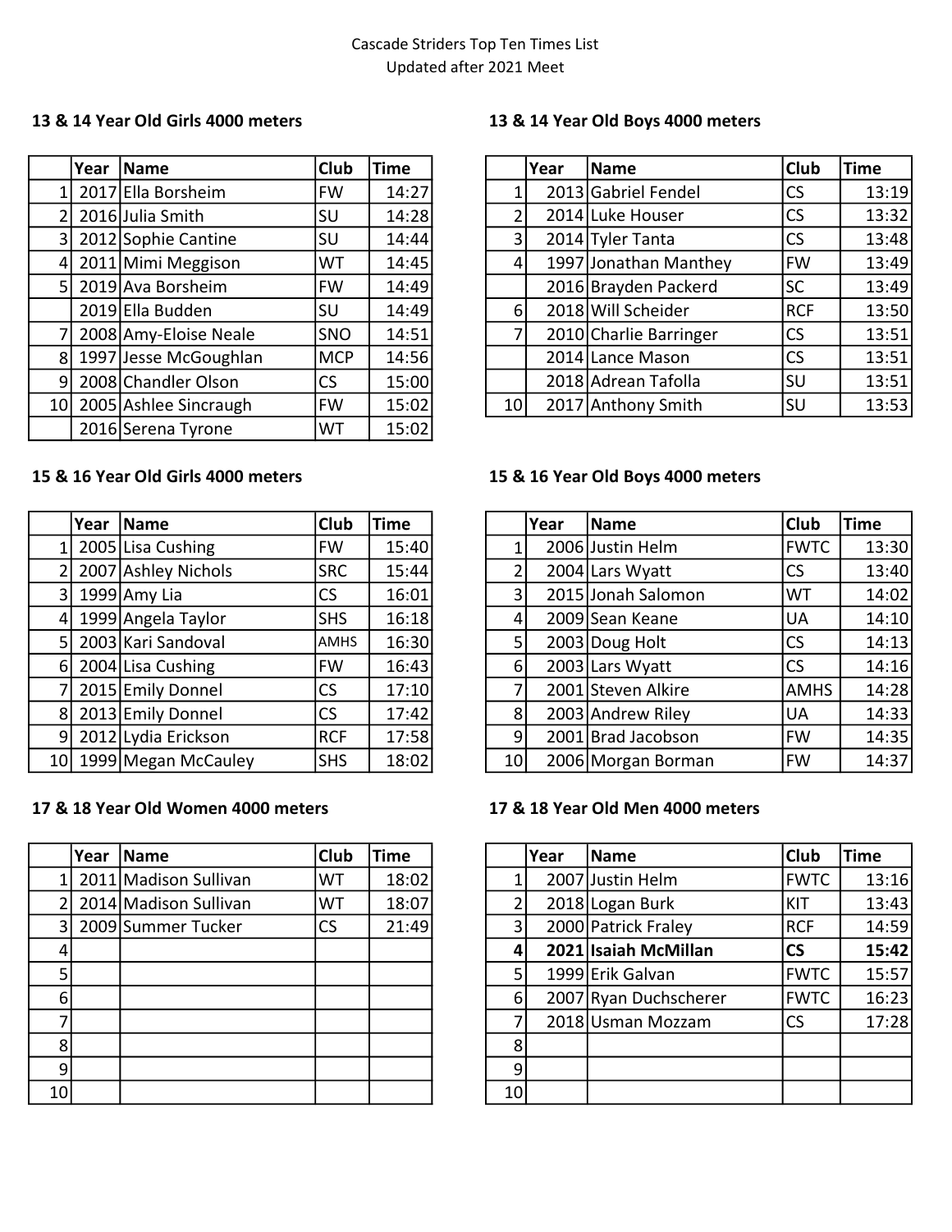Cascade Striders Top Ten Times List
Updated after 2021 Meet

### 13 & 14 Year Old Girls 4000 meters

| | Year | Name | Club | Time |
|---|---|---|---|---|
| 1 | 2017 | Ella Borsheim | FW | 14:27 |
| 2 | 2016 | Julia Smith | SU | 14:28 |
| 3 | 2012 | Sophie Cantine | SU | 14:44 |
| 4 | 2011 | Mimi Meggison | WT | 14:45 |
| 5 | 2019 | Ava Borsheim | FW | 14:49 |
| | 2019 | Ella Budden | SU | 14:49 |
| 7 | 2008 | Amy-Eloise Neale | SNO | 14:51 |
| 8 | 1997 | Jesse McGoughlan | MCP | 14:56 |
| 9 | 2008 | Chandler Olson | CS | 15:00 |
| 10 | 2005 | Ashlee Sincraugh | FW | 15:02 |
| | 2016 | Serena Tyrone | WT | 15:02 |

### 13 & 14 Year Old Boys 4000 meters

| | Year | Name | Club | Time |
|---|---|---|---|---|
| 1 | 2013 | Gabriel Fendel | CS | 13:19 |
| 2 | 2014 | Luke Houser | CS | 13:32 |
| 3 | 2014 | Tyler Tanta | CS | 13:48 |
| 4 | 1997 | Jonathan Manthey | FW | 13:49 |
| | 2016 | Brayden Packerd | SC | 13:49 |
| 6 | 2018 | Will Scheider | RCF | 13:50 |
| 7 | 2010 | Charlie Barringer | CS | 13:51 |
| | 2014 | Lance Mason | CS | 13:51 |
| | 2018 | Adrean Tafolla | SU | 13:51 |
| 10 | 2017 | Anthony Smith | SU | 13:53 |

### 15 & 16 Year Old Girls 4000 meters

| | Year | Name | Club | Time |
|---|---|---|---|---|
| 1 | 2005 | Lisa Cushing | FW | 15:40 |
| 2 | 2007 | Ashley Nichols | SRC | 15:44 |
| 3 | 1999 | Amy Lia | CS | 16:01 |
| 4 | 1999 | Angela Taylor | SHS | 16:18 |
| 5 | 2003 | Kari Sandoval | AMHS | 16:30 |
| 6 | 2004 | Lisa Cushing | FW | 16:43 |
| 7 | 2015 | Emily Donnel | CS | 17:10 |
| 8 | 2013 | Emily Donnel | CS | 17:42 |
| 9 | 2012 | Lydia Erickson | RCF | 17:58 |
| 10 | 1999 | Megan McCauley | SHS | 18:02 |

### 15 & 16 Year Old Boys 4000 meters

| | Year | Name | Club | Time |
|---|---|---|---|---|
| 1 | 2006 | Justin Helm | FWTC | 13:30 |
| 2 | 2004 | Lars Wyatt | CS | 13:40 |
| 3 | 2015 | Jonah Salomon | WT | 14:02 |
| 4 | 2009 | Sean Keane | UA | 14:10 |
| 5 | 2003 | Doug Holt | CS | 14:13 |
| 6 | 2003 | Lars Wyatt | CS | 14:16 |
| 7 | 2001 | Steven Alkire | AMHS | 14:28 |
| 8 | 2003 | Andrew Riley | UA | 14:33 |
| 9 | 2001 | Brad Jacobson | FW | 14:35 |
| 10 | 2006 | Morgan Borman | FW | 14:37 |

### 17 & 18 Year Old Women 4000 meters

| | Year | Name | Club | Time |
|---|---|---|---|---|
| 1 | 2011 | Madison Sullivan | WT | 18:02 |
| 2 | 2014 | Madison Sullivan | WT | 18:07 |
| 3 | 2009 | Summer Tucker | CS | 21:49 |
| 4 | | | | |
| 5 | | | | |
| 6 | | | | |
| 7 | | | | |
| 8 | | | | |
| 9 | | | | |
| 10 | | | | |

### 17 & 18 Year Old Men 4000 meters

| | Year | Name | Club | Time |
|---|---|---|---|---|
| 1 | 2007 | Justin Helm | FWTC | 13:16 |
| 2 | 2018 | Logan Burk | KIT | 13:43 |
| 3 | 2000 | Patrick Fraley | RCF | 14:59 |
| **4** | **2021** | **Isaiah McMillan** | **CS** | **15:42** |
| 5 | 1999 | Erik Galvan | FWTC | 15:57 |
| 6 | 2007 | Ryan Duchscherer | FWTC | 16:23 |
| 7 | 2018 | Usman Mozzam | CS | 17:28 |
| 8 | | | | |
| 9 | | | | |
| 10 | | | | |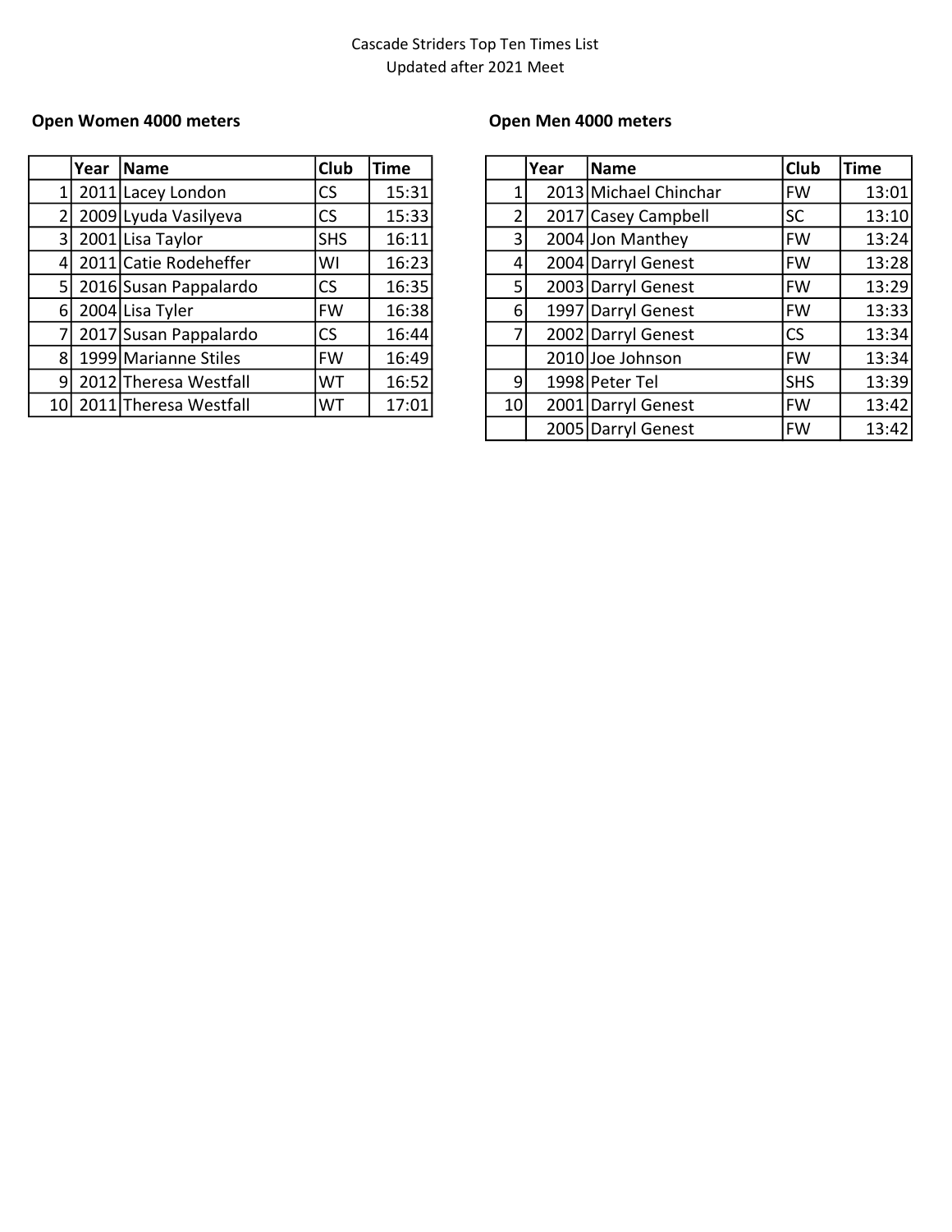Cascade Striders Top Ten Times List
Updated after 2021 Meet

**Open Women 4000 meters**

| | Year | Name | Club | Time |
|---|---|---|---|---|
| 1 | 2011 | Lacey London | CS | 15:31 |
| 2 | 2009 | Lyuda Vasilyeva | CS | 15:33 |
| 3 | 2001 | Lisa Taylor | SHS | 16:11 |
| 4 | 2011 | Catie Rodeheffer | WI | 16:23 |
| 5 | 2016 | Susan Pappalardo | CS | 16:35 |
| 6 | 2004 | Lisa Tyler | FW | 16:38 |
| 7 | 2017 | Susan Pappalardo | CS | 16:44 |
| 8 | 1999 | Marianne Stiles | FW | 16:49 |
| 9 | 2012 | Theresa Westfall | WT | 16:52 |
| 10 | 2011 | Theresa Westfall | WT | 17:01 |

**Open Men 4000 meters**

| | Year | Name | Club | Time |
|---|---|---|---|---|
| 1 | 2013 | Michael Chinchar | FW | 13:01 |
| 2 | 2017 | Casey Campbell | SC | 13:10 |
| 3 | 2004 | Jon Manthey | FW | 13:24 |
| 4 | 2004 | Darryl Genest | FW | 13:28 |
| 5 | 2003 | Darryl Genest | FW | 13:29 |
| 6 | 1997 | Darryl Genest | FW | 13:33 |
| 7 | 2002 | Darryl Genest | CS | 13:34 |
| | 2010 | Joe Johnson | FW | 13:34 |
| 9 | 1998 | Peter Tel | SHS | 13:39 |
| 10 | 2001 | Darryl Genest | FW | 13:42 |
| | 2005 | Darryl Genest | FW | 13:42 |